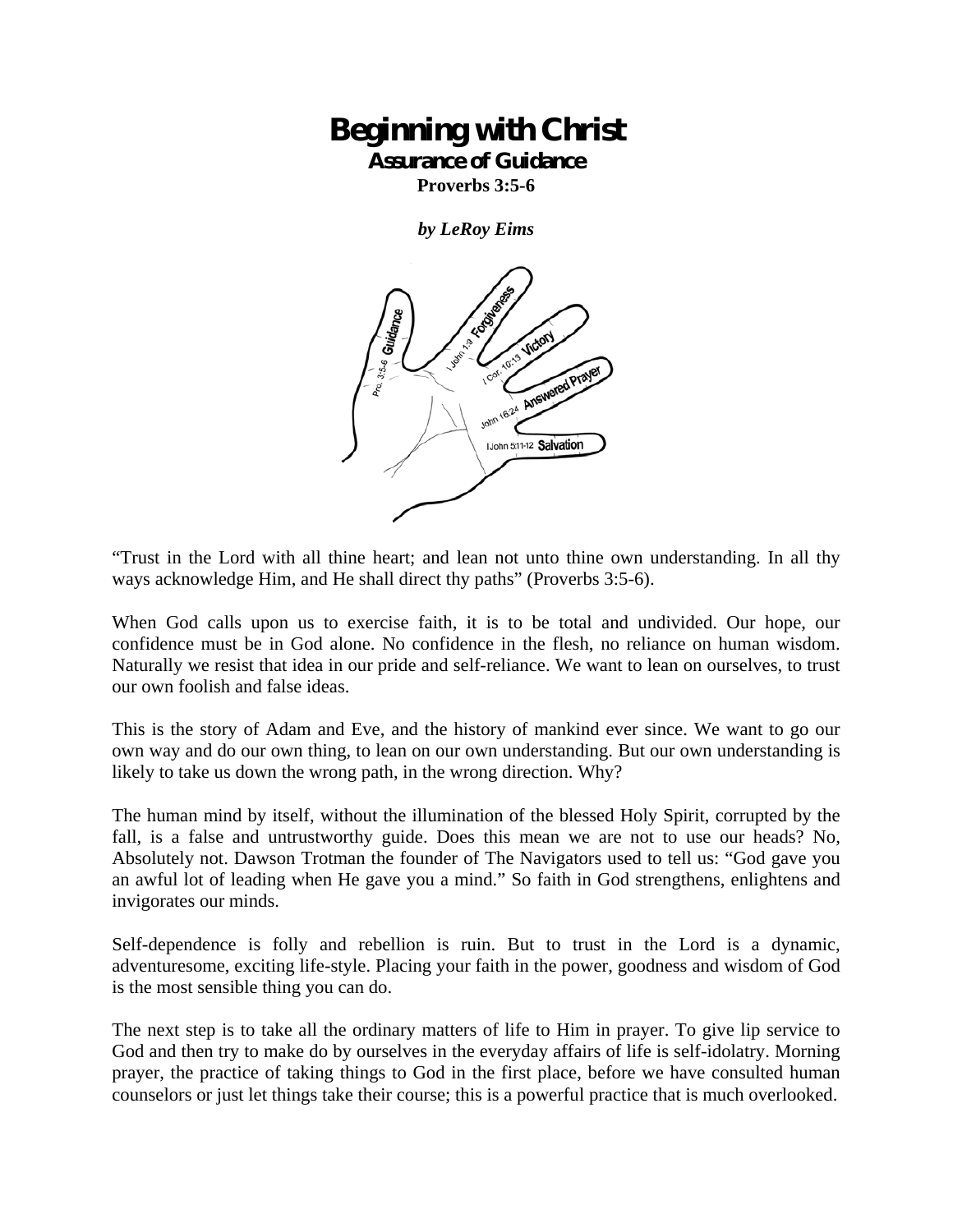# Beginning with Christ

## Assurance of Guidance

**Proverbs 3:5-6**

***by LeRoy Eims***

"Trust in the Lord with all thine heart; and lean not unto thine own understanding. In all thy ways acknowledge Him, and He shall direct thy paths" (Proverbs 3:5-6).

When God calls upon us to exercise faith, it is to be total and undivided. Our hope, our confidence must be in God alone. No confidence in the flesh, no reliance on human wisdom. Naturally we resist that idea in our pride and self-reliance. We want to lean on ourselves, to trust our own foolish and false ideas.

This is the story of Adam and Eve, and the history of mankind ever since. We want to go our own way and do our own thing, to lean on our own understanding. But our own understanding is likely to take us down the wrong path, in the wrong direction. Why?

The human mind by itself, without the illumination of the blessed Holy Spirit, corrupted by the fall, is a false and untrustworthy guide. Does this mean we are not to use our heads? No, Absolutely not. Dawson Trotman the founder of The Navigators used to tell us: "God gave you an awful lot of leading when He gave you a mind." So faith in God strengthens, enlightens and invigorates our minds.

Self-dependence is folly and rebellion is ruin. But to trust in the Lord is a dynamic, adventuresome, exciting life-style. Placing your faith in the power, goodness and wisdom of God is the most sensible thing you can do.

The next step is to take all the ordinary matters of life to Him in prayer. To give lip service to God and then try to make do by ourselves in the everyday affairs of life is self-idolatry. Morning prayer, the practice of taking things to God in the first place, before we have consulted human counselors or just let things take their course; this is a powerful practice that is much overlooked.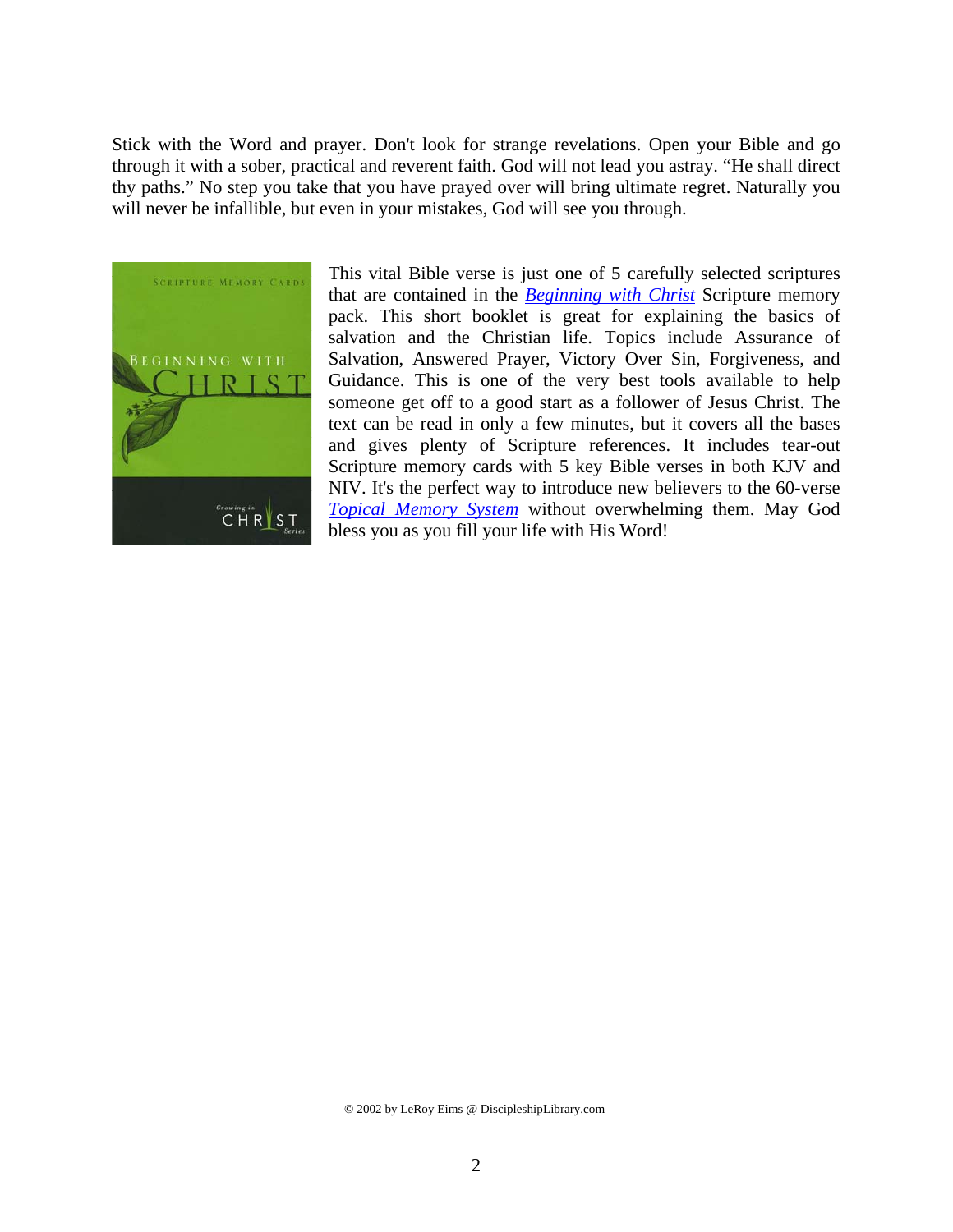Stick with the Word and prayer. Don't look for strange revelations. Open your Bible and go through it with a sober, practical and reverent faith. God will not lead you astray. "He shall direct thy paths." No step you take that you have prayed over will bring ultimate regret. Naturally you will never be infallible, but even in your mistakes, God will see you through.

This vital Bible verse is just one of 5 carefully selected scriptures that are contained in the *Beginning with Christ* Scripture memory pack. This short booklet is great for explaining the basics of salvation and the Christian life. Topics include Assurance of Salvation, Answered Prayer, Victory Over Sin, Forgiveness, and Guidance. This is one of the very best tools available to help someone get off to a good start as a follower of Jesus Christ. The text can be read in only a few minutes, but it covers all the bases and gives plenty of Scripture references. It includes tear-out Scripture memory cards with 5 key Bible verses in both KJV and NIV. It's the perfect way to introduce new believers to the 60-verse *Topical Memory System* without overwhelming them. May God bless you as you fill your life with His Word!

© 2002 by LeRoy Eims @ DiscipleshipLibrary.com